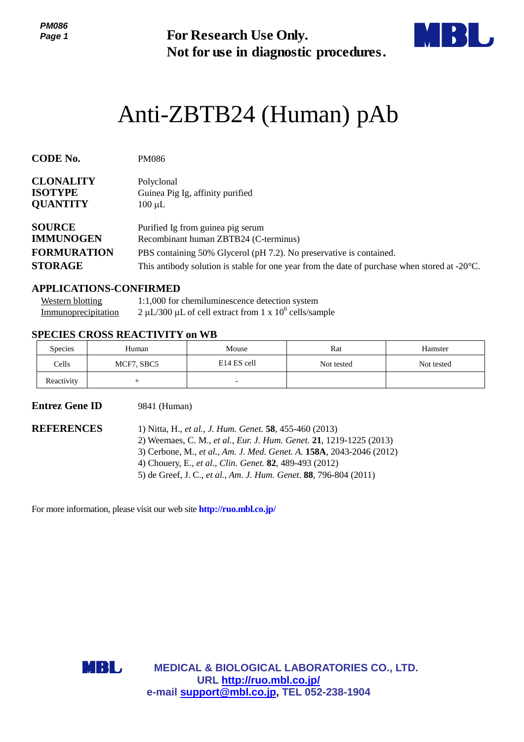**For Research Use Only.**
**Not for use in diagnostic procedures.**

# Anti-ZBTB24 (Human) pAb

**CODE No.** PM086

**CLONALITY** Polyclonal
**ISOTYPE** Guinea Pig Ig, affinity purified
**QUANTITY** 100 μL

**SOURCE** Purified Ig from guinea pig serum
**IMMUNOGEN** Recombinant human ZBTB24 (C-terminus)
**FORMURATION** PBS containing 50% Glycerol (pH 7.2). No preservative is contained.
**STORAGE** This antibody solution is stable for one year from the date of purchase when stored at -20°C.

## APPLICATIONS-CONFIRMED

Western blotting 1:1,000 for chemiluminescence detection system
Immunoprecipitation 2 μL/300 μL of cell extract from 1 x $10^6$ cells/sample

## SPECIES CROSS REACTIVITY on WB

| Species | Human | Mouse | Rat | Hamster |
|---|---|---|---|---|
| Cells | MCF7, SBC5 | E14 ES cell | Not tested | Not tested |
| Reactivity | + | - | | |

**Entrez Gene ID** 9841 (Human)

**REFERENCES**

1) Nitta, H., *et al., J. Hum. Genet.* **58**, 455-460 (2013)
2) Weemaes, C. M., *et al., Eur. J. Hum. Genet.* **21**, 1219-1225 (2013)
3) Cerbone, M., *et al., Am. J. Med. Genet. A.* **158A**, 2043-2046 (2012)
4) Chouery, E., *et al., Clin. Genet.* **82**, 489-493 (2012)
5) de Greef, J. C., *et al., Am. J. Hum. Genet.* **88**, 796-804 (2011)

For more information, please visit our web site **http://ruo.mbl.co.jp/**

**MEDICAL & BIOLOGICAL LABORATORIES CO., LTD.**
**URL http://ruo.mbl.co.jp/**
**e-mail support@mbl.co.jp, TEL 052-238-1904**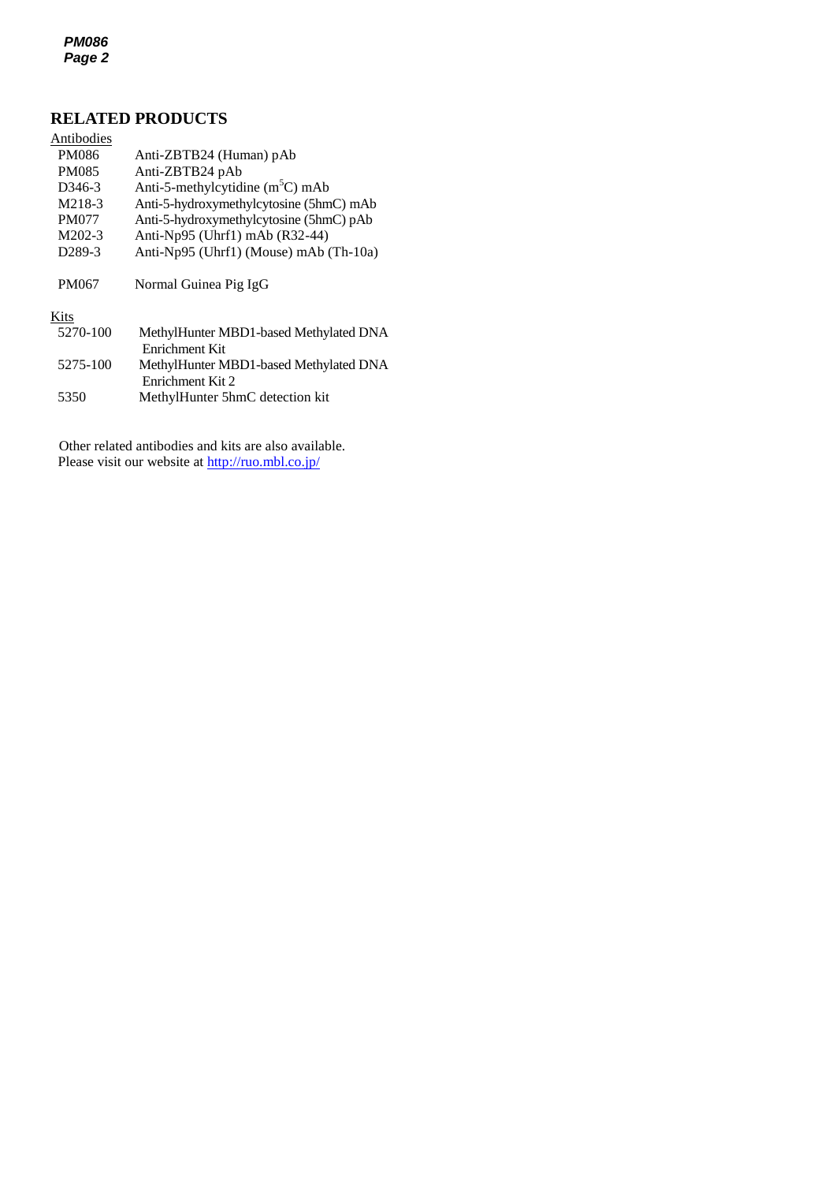## RELATED PRODUCTS

Antibodies

| | |
|---|---|
| PM086 | Anti-ZBTB24 (Human) pAb |
| PM085 | Anti-ZBTB24 pAb |
| D346-3 | Anti-5-methylcytidine ($m^5C$) mAb |
| M218-3 | Anti-5-hydroxymethylcytosine (5hmC) mAb |
| PM077 | Anti-5-hydroxymethylcytosine (5hmC) pAb |
| M202-3 | Anti-Np95 (Uhrf1) mAb (R32-44) |
| D289-3 | Anti-Np95 (Uhrf1) (Mouse) mAb (Th-10a) |
| PM067 | Normal Guinea Pig IgG |

Kits

| | |
|---|---|
| 5270-100 | MethylHunter MBD1-based Methylated DNA Enrichment Kit |
| 5275-100 | MethylHunter MBD1-based Methylated DNA Enrichment Kit 2 |
| 5350 | MethylHunter 5hmC detection kit |

Other related antibodies and kits are also available.
Please visit our website at http://ruo.mbl.co.jp/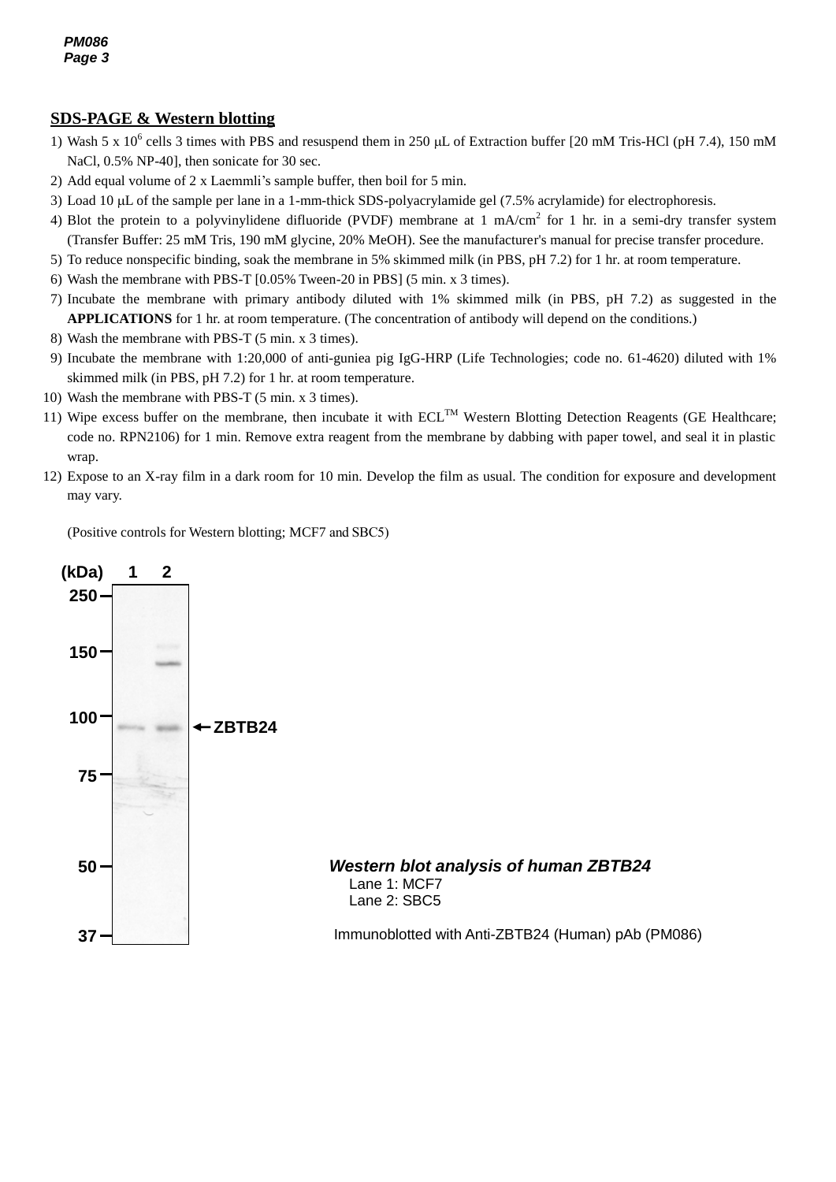## SDS-PAGE & Western blotting

1) Wash 5 x $10^6$ cells 3 times with PBS and resuspend them in 250 μL of Extraction buffer [20 mM Tris-HCl (pH 7.4), 150 mM NaCl, 0.5% NP-40], then sonicate for 30 sec.
2) Add equal volume of 2 x Laemmli's sample buffer, then boil for 5 min.
3) Load 10 μL of the sample per lane in a 1-mm-thick SDS-polyacrylamide gel (7.5% acrylamide) for electrophoresis.
4) Blot the protein to a polyvinylidene difluoride (PVDF) membrane at 1 mA/$cm^2$ for 1 hr. in a semi-dry transfer system (Transfer Buffer: 25 mM Tris, 190 mM glycine, 20% MeOH). See the manufacturer's manual for precise transfer procedure.
5) To reduce nonspecific binding, soak the membrane in 5% skimmed milk (in PBS, pH 7.2) for 1 hr. at room temperature.
6) Wash the membrane with PBS-T [0.05% Tween-20 in PBS] (5 min. x 3 times).
7) Incubate the membrane with primary antibody diluted with 1% skimmed milk (in PBS, pH 7.2) as suggested in the **APPLICATIONS** for 1 hr. at room temperature. (The concentration of antibody will depend on the conditions.)
8) Wash the membrane with PBS-T (5 min. x 3 times).
9) Incubate the membrane with 1:20,000 of anti-guniea pig IgG-HRP (Life Technologies; code no. 61-4620) diluted with 1% skimmed milk (in PBS, pH 7.2) for 1 hr. at room temperature.
10) Wash the membrane with PBS-T (5 min. x 3 times).
11) Wipe excess buffer on the membrane, then incubate it with ECL™ Western Blotting Detection Reagents (GE Healthcare; code no. RPN2106) for 1 min. Remove extra reagent from the membrane by dabbing with paper towel, and seal it in plastic wrap.
12) Expose to an X-ray film in a dark room for 10 min. Develop the film as usual. The condition for exposure and development may vary.

(Positive controls for Western blotting; MCF7 and SBC5)

(kDa) 1 2

250, 150, 100, 75, 50, 37

← ZBTB24

***Western blot analysis of human ZBTB24***

Lane 1: MCF7
Lane 2: SBC5

Immunoblotted with Anti-ZBTB24 (Human) pAb (PM086)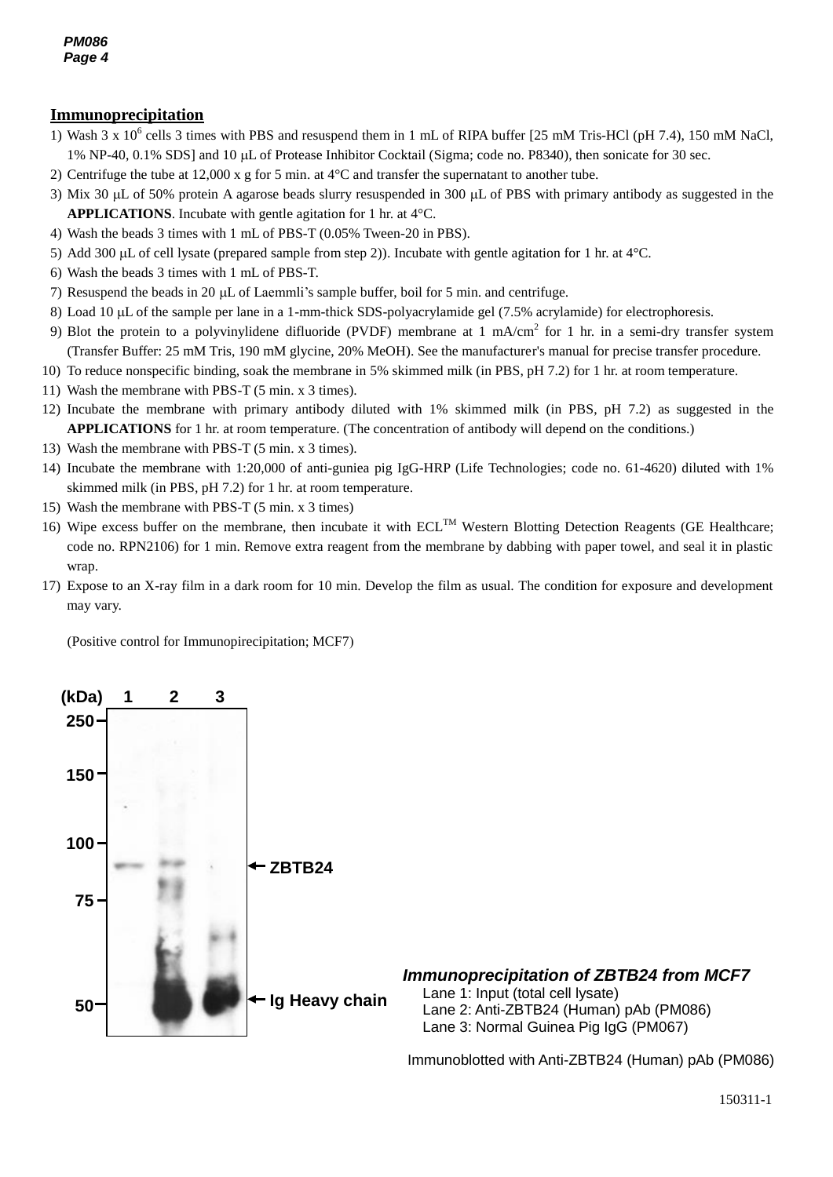## Immunoprecipitation

1) Wash 3 x $10^6$ cells 3 times with PBS and resuspend them in 1 mL of RIPA buffer [25 mM Tris-HCl (pH 7.4), 150 mM NaCl, 1% NP-40, 0.1% SDS] and 10 μL of Protease Inhibitor Cocktail (Sigma; code no. P8340), then sonicate for 30 sec.
2) Centrifuge the tube at 12,000 x g for 5 min. at 4°C and transfer the supernatant to another tube.
3) Mix 30 μL of 50% protein A agarose beads slurry resuspended in 300 μL of PBS with primary antibody as suggested in the **APPLICATIONS**. Incubate with gentle agitation for 1 hr. at 4°C.
4) Wash the beads 3 times with 1 mL of PBS-T (0.05% Tween-20 in PBS).
5) Add 300 μL of cell lysate (prepared sample from step 2)). Incubate with gentle agitation for 1 hr. at 4°C.
6) Wash the beads 3 times with 1 mL of PBS-T.
7) Resuspend the beads in 20 μL of Laemmli's sample buffer, boil for 5 min. and centrifuge.
8) Load 10 μL of the sample per lane in a 1-mm-thick SDS-polyacrylamide gel (7.5% acrylamide) for electrophoresis.
9) Blot the protein to a polyvinylidene difluoride (PVDF) membrane at 1 mA/$cm^2$ for 1 hr. in a semi-dry transfer system (Transfer Buffer: 25 mM Tris, 190 mM glycine, 20% MeOH). See the manufacturer's manual for precise transfer procedure.
10) To reduce nonspecific binding, soak the membrane in 5% skimmed milk (in PBS, pH 7.2) for 1 hr. at room temperature.
11) Wash the membrane with PBS-T (5 min. x 3 times).
12) Incubate the membrane with primary antibody diluted with 1% skimmed milk (in PBS, pH 7.2) as suggested in the **APPLICATIONS** for 1 hr. at room temperature. (The concentration of antibody will depend on the conditions.)
13) Wash the membrane with PBS-T (5 min. x 3 times).
14) Incubate the membrane with 1:20,000 of anti-guniea pig IgG-HRP (Life Technologies; code no. 61-4620) diluted with 1% skimmed milk (in PBS, pH 7.2) for 1 hr. at room temperature.
15) Wash the membrane with PBS-T (5 min. x 3 times)
16) Wipe excess buffer on the membrane, then incubate it with ECL™ Western Blotting Detection Reagents (GE Healthcare; code no. RPN2106) for 1 min. Remove extra reagent from the membrane by dabbing with paper towel, and seal it in plastic wrap.
17) Expose to an X-ray film in a dark room for 10 min. Develop the film as usual. The condition for exposure and development may vary.

(Positive control for Immunopirecipitation; MCF7)

(kDa) 1 2 3
250
150
100
75
50
ZBTB24
Ig Heavy chain

***Immunoprecipitation of ZBTB24 from MCF7***
Lane 1: Input (total cell lysate)
Lane 2: Anti-ZBTB24 (Human) pAb (PM086)
Lane 3: Normal Guinea Pig IgG (PM067)

Immunoblotted with Anti-ZBTB24 (Human) pAb (PM086)

150311-1